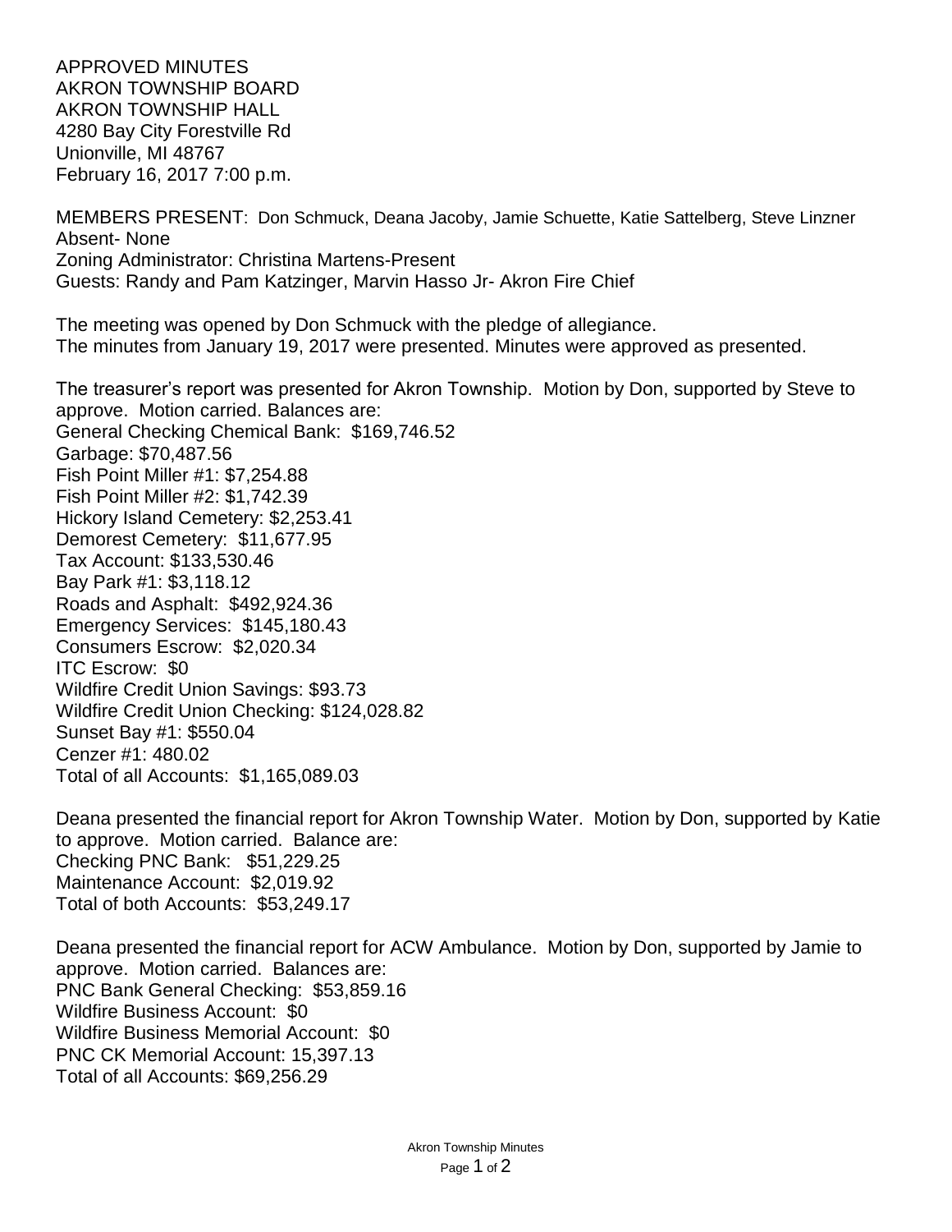APPROVED MINUTES
AKRON TOWNSHIP BOARD
AKRON TOWNSHIP HALL
4280 Bay City Forestville Rd
Unionville, MI 48767
February 16, 2017 7:00 p.m.

MEMBERS PRESENT: Don Schmuck, Deana Jacoby, Jamie Schuette, Katie Sattelberg, Steve Linzner
Absent- None
Zoning Administrator: Christina Martens-Present
Guests: Randy and Pam Katzinger, Marvin Hasso Jr- Akron Fire Chief

The meeting was opened by Don Schmuck with the pledge of allegiance.
The minutes from January 19, 2017 were presented. Minutes were approved as presented.

The treasurer's report was presented for Akron Township. Motion by Don, supported by Steve to approve. Motion carried. Balances are:
General Checking Chemical Bank: $169,746.52
Garbage: $70,487.56
Fish Point Miller #1: $7,254.88
Fish Point Miller #2: $1,742.39
Hickory Island Cemetery: $2,253.41
Demorest Cemetery: $11,677.95
Tax Account: $133,530.46
Bay Park #1: $3,118.12
Roads and Asphalt: $492,924.36
Emergency Services: $145,180.43
Consumers Escrow: $2,020.34
ITC Escrow: $0
Wildfire Credit Union Savings: $93.73
Wildfire Credit Union Checking: $124,028.82
Sunset Bay #1: $550.04
Cenzer #1: 480.02
Total of all Accounts: $1,165,089.03

Deana presented the financial report for Akron Township Water. Motion by Don, supported by Katie to approve. Motion carried. Balance are:
Checking PNC Bank: $51,229.25
Maintenance Account: $2,019.92
Total of both Accounts: $53,249.17

Deana presented the financial report for ACW Ambulance. Motion by Don, supported by Jamie to approve. Motion carried. Balances are:
PNC Bank General Checking: $53,859.16
Wildfire Business Account: $0
Wildfire Business Memorial Account: $0
PNC CK Memorial Account: 15,397.13
Total of all Accounts: $69,256.29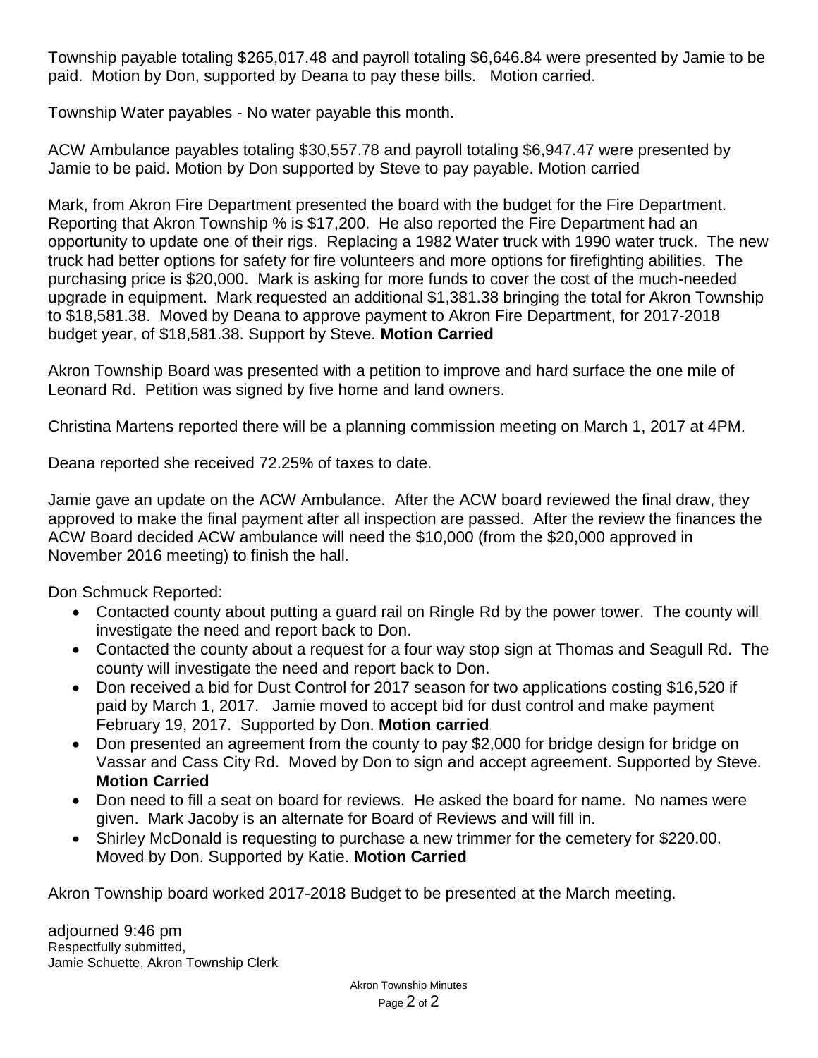Township payable totaling $265,017.48 and payroll totaling $6,646.84 were presented by Jamie to be paid. Motion by Don, supported by Deana to pay these bills. Motion carried.

Township Water payables - No water payable this month.

ACW Ambulance payables totaling $30,557.78 and payroll totaling $6,947.47 were presented by Jamie to be paid. Motion by Don supported by Steve to pay payable. Motion carried

Mark, from Akron Fire Department presented the board with the budget for the Fire Department. Reporting that Akron Township % is $17,200. He also reported the Fire Department had an opportunity to update one of their rigs. Replacing a 1982 Water truck with 1990 water truck. The new truck had better options for safety for fire volunteers and more options for firefighting abilities. The purchasing price is $20,000. Mark is asking for more funds to cover the cost of the much-needed upgrade in equipment. Mark requested an additional $1,381.38 bringing the total for Akron Township to $18,581.38. Moved by Deana to approve payment to Akron Fire Department, for 2017-2018 budget year, of $18,581.38. Support by Steve. **Motion Carried**

Akron Township Board was presented with a petition to improve and hard surface the one mile of Leonard Rd. Petition was signed by five home and land owners.

Christina Martens reported there will be a planning commission meeting on March 1, 2017 at 4PM.

Deana reported she received 72.25% of taxes to date.

Jamie gave an update on the ACW Ambulance. After the ACW board reviewed the final draw, they approved to make the final payment after all inspection are passed. After the review the finances the ACW Board decided ACW ambulance will need the $10,000 (from the $20,000 approved in November 2016 meeting) to finish the hall.

Don Schmuck Reported:

- Contacted county about putting a guard rail on Ringle Rd by the power tower. The county will investigate the need and report back to Don.
- Contacted the county about a request for a four way stop sign at Thomas and Seagull Rd. The county will investigate the need and report back to Don.
- Don received a bid for Dust Control for 2017 season for two applications costing $16,520 if paid by March 1, 2017. Jamie moved to accept bid for dust control and make payment February 19, 2017. Supported by Don. **Motion carried**
- Don presented an agreement from the county to pay $2,000 for bridge design for bridge on Vassar and Cass City Rd. Moved by Don to sign and accept agreement. Supported by Steve. **Motion Carried**
- Don need to fill a seat on board for reviews. He asked the board for name. No names were given. Mark Jacoby is an alternate for Board of Reviews and will fill in.
- Shirley McDonald is requesting to purchase a new trimmer for the cemetery for $220.00. Moved by Don. Supported by Katie. **Motion Carried**

Akron Township board worked 2017-2018 Budget to be presented at the March meeting.

adjourned 9:46 pm
Respectfully submitted,
Jamie Schuette, Akron Township Clerk